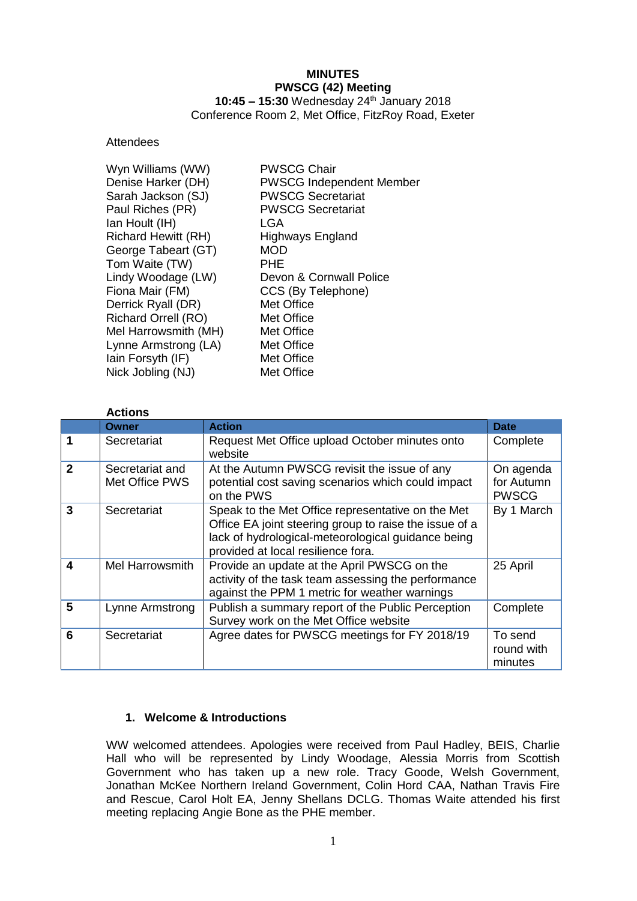**MINUTES**
**PWSCG (42) Meeting**
**10:45 – 15:30** Wednesday 24th January 2018
Conference Room 2, Met Office, FitzRoy Road, Exeter

Attendees

| | |
|---|---|
| Wyn Williams (WW) | PWSCG Chair |
| Denise Harker (DH) | PWSCG Independent Member |
| Sarah Jackson (SJ) | PWSCG Secretariat |
| Paul Riches (PR) | PWSCG Secretariat |
| Ian Hoult (IH) | LGA |
| Richard Hewitt (RH) | Highways England |
| George Tabeart (GT) | MOD |
| Tom Waite (TW) | PHE |
| Lindy Woodage (LW) | Devon & Cornwall Police |
| Fiona Mair (FM) | CCS (By Telephone) |
| Derrick Ryall (DR) | Met Office |
| Richard Orrell (RO) | Met Office |
| Mel Harrowsmith (MH) | Met Office |
| Lynne Armstrong (LA) | Met Office |
| Iain Forsyth (IF) | Met Office |
| Nick Jobling (NJ) | Met Office |

**Actions**

| | Owner | Action | Date |
|---|---|---|---|
| **1** | Secretariat | Request Met Office upload October minutes onto website | Complete |
| **2** | Secretariat and Met Office PWS | At the Autumn PWSCG revisit the issue of any potential cost saving scenarios which could impact on the PWS | On agenda for Autumn PWSCG |
| **3** | Secretariat | Speak to the Met Office representative on the Met Office EA joint steering group to raise the issue of a lack of hydrological-meteorological guidance being provided at local resilience fora. | By 1 March |
| **4** | Mel Harrowsmith | Provide an update at the April PWSCG on the activity of the task team assessing the performance against the PPM 1 metric for weather warnings | 25 April |
| **5** | Lynne Armstrong | Publish a summary report of the Public Perception Survey work on the Met Office website | Complete |
| **6** | Secretariat | Agree dates for PWSCG meetings for FY 2018/19 | To send round with minutes |

## 1. Welcome & Introductions

WW welcomed attendees. Apologies were received from Paul Hadley, BEIS, Charlie Hall who will be represented by Lindy Woodage, Alessia Morris from Scottish Government who has taken up a new role. Tracy Goode, Welsh Government, Jonathan McKee Northern Ireland Government, Colin Hord CAA, Nathan Travis Fire and Rescue, Carol Holt EA, Jenny Shellans DCLG. Thomas Waite attended his first meeting replacing Angie Bone as the PHE member.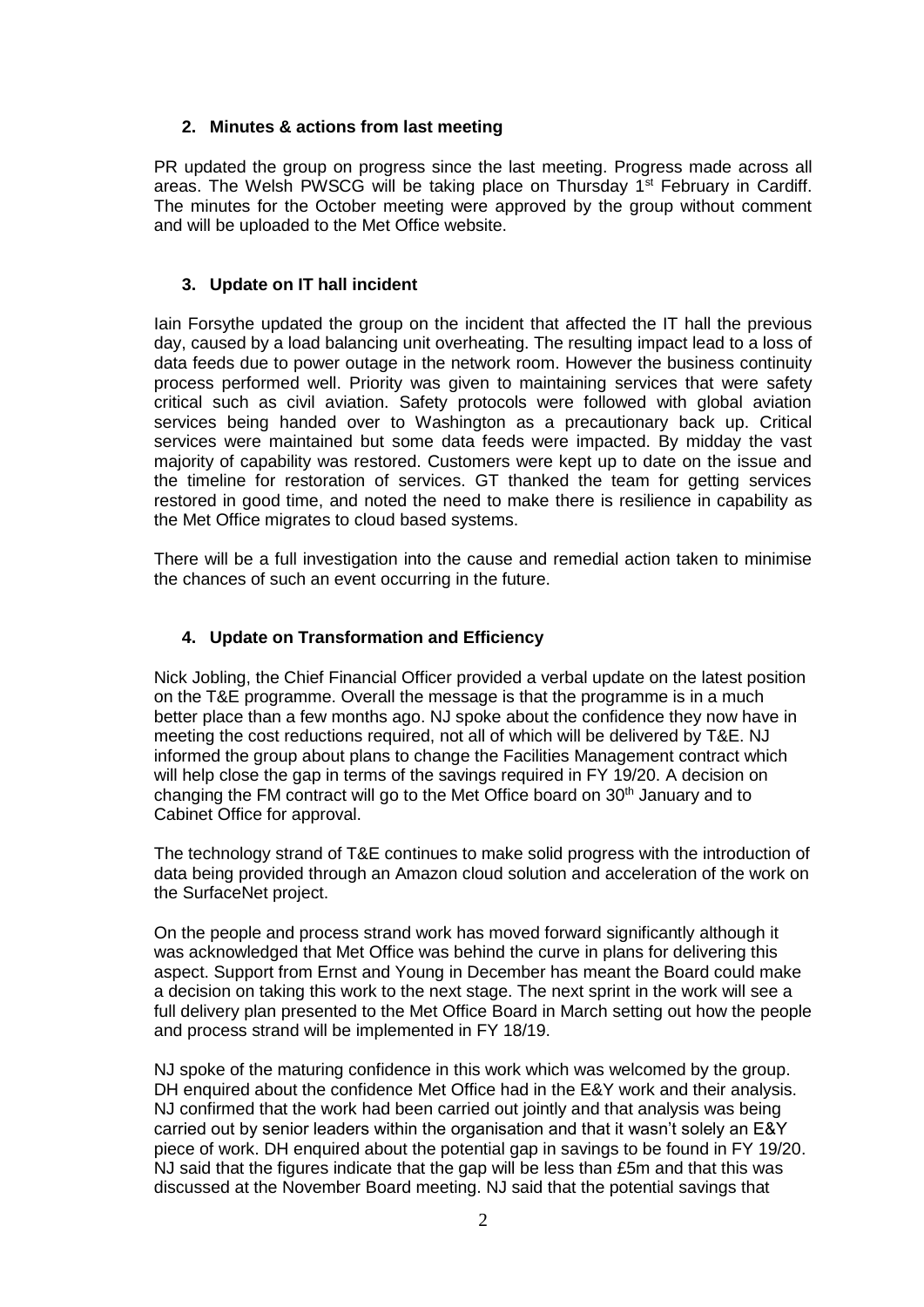## 2. Minutes & actions from last meeting

PR updated the group on progress since the last meeting. Progress made across all areas. The Welsh PWSCG will be taking place on Thursday 1st February in Cardiff. The minutes for the October meeting were approved by the group without comment and will be uploaded to the Met Office website.

## 3. Update on IT hall incident

Iain Forsythe updated the group on the incident that affected the IT hall the previous day, caused by a load balancing unit overheating. The resulting impact lead to a loss of data feeds due to power outage in the network room. However the business continuity process performed well. Priority was given to maintaining services that were safety critical such as civil aviation. Safety protocols were followed with global aviation services being handed over to Washington as a precautionary back up. Critical services were maintained but some data feeds were impacted. By midday the vast majority of capability was restored. Customers were kept up to date on the issue and the timeline for restoration of services. GT thanked the team for getting services restored in good time, and noted the need to make there is resilience in capability as the Met Office migrates to cloud based systems.

There will be a full investigation into the cause and remedial action taken to minimise the chances of such an event occurring in the future.

## 4. Update on Transformation and Efficiency

Nick Jobling, the Chief Financial Officer provided a verbal update on the latest position on the T&E programme. Overall the message is that the programme is in a much better place than a few months ago. NJ spoke about the confidence they now have in meeting the cost reductions required, not all of which will be delivered by T&E. NJ informed the group about plans to change the Facilities Management contract which will help close the gap in terms of the savings required in FY 19/20. A decision on changing the FM contract will go to the Met Office board on 30th January and to Cabinet Office for approval.

The technology strand of T&E continues to make solid progress with the introduction of data being provided through an Amazon cloud solution and acceleration of the work on the SurfaceNet project.

On the people and process strand work has moved forward significantly although it was acknowledged that Met Office was behind the curve in plans for delivering this aspect. Support from Ernst and Young in December has meant the Board could make a decision on taking this work to the next stage. The next sprint in the work will see a full delivery plan presented to the Met Office Board in March setting out how the people and process strand will be implemented in FY 18/19.

NJ spoke of the maturing confidence in this work which was welcomed by the group. DH enquired about the confidence Met Office had in the E&Y work and their analysis. NJ confirmed that the work had been carried out jointly and that analysis was being carried out by senior leaders within the organisation and that it wasn't solely an E&Y piece of work. DH enquired about the potential gap in savings to be found in FY 19/20. NJ said that the figures indicate that the gap will be less than £5m and that this was discussed at the November Board meeting. NJ said that the potential savings that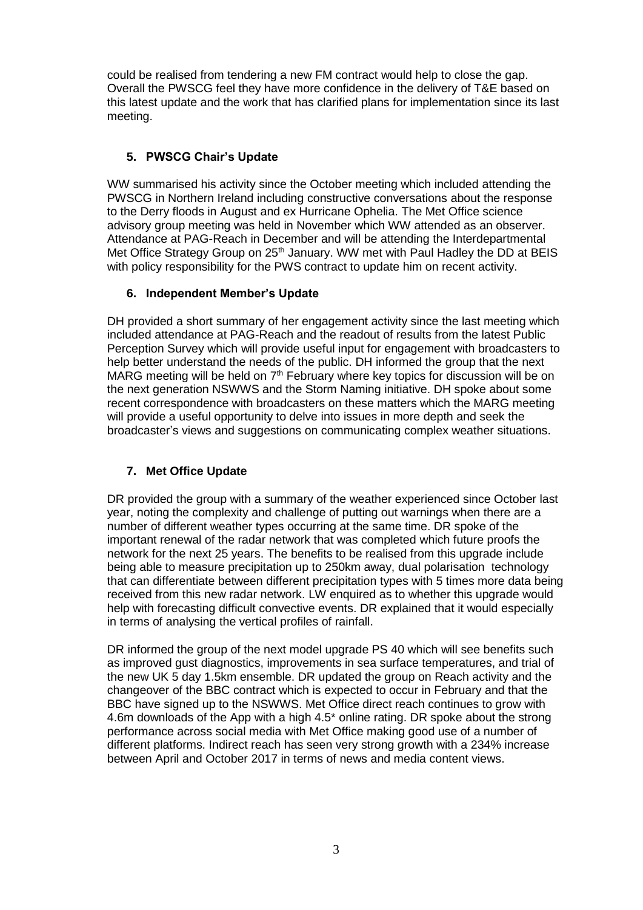could be realised from tendering a new FM contract would help to close the gap. Overall the PWSCG feel they have more confidence in the delivery of T&E based on this latest update and the work that has clarified plans for implementation since its last meeting.

## 5. PWSCG Chair's Update

WW summarised his activity since the October meeting which included attending the PWSCG in Northern Ireland including constructive conversations about the response to the Derry floods in August and ex Hurricane Ophelia. The Met Office science advisory group meeting was held in November which WW attended as an observer. Attendance at PAG-Reach in December and will be attending the Interdepartmental Met Office Strategy Group on 25th January. WW met with Paul Hadley the DD at BEIS with policy responsibility for the PWS contract to update him on recent activity.

## 6. Independent Member's Update

DH provided a short summary of her engagement activity since the last meeting which included attendance at PAG-Reach and the readout of results from the latest Public Perception Survey which will provide useful input for engagement with broadcasters to help better understand the needs of the public. DH informed the group that the next MARG meeting will be held on 7th February where key topics for discussion will be on the next generation NSWWS and the Storm Naming initiative. DH spoke about some recent correspondence with broadcasters on these matters which the MARG meeting will provide a useful opportunity to delve into issues in more depth and seek the broadcaster's views and suggestions on communicating complex weather situations.

## 7. Met Office Update

DR provided the group with a summary of the weather experienced since October last year, noting the complexity and challenge of putting out warnings when there are a number of different weather types occurring at the same time. DR spoke of the important renewal of the radar network that was completed which future proofs the network for the next 25 years. The benefits to be realised from this upgrade include being able to measure precipitation up to 250km away, dual polarisation technology that can differentiate between different precipitation types with 5 times more data being received from this new radar network. LW enquired as to whether this upgrade would help with forecasting difficult convective events. DR explained that it would especially in terms of analysing the vertical profiles of rainfall.

DR informed the group of the next model upgrade PS 40 which will see benefits such as improved gust diagnostics, improvements in sea surface temperatures, and trial of the new UK 5 day 1.5km ensemble. DR updated the group on Reach activity and the changeover of the BBC contract which is expected to occur in February and that the BBC have signed up to the NSWWS. Met Office direct reach continues to grow with 4.6m downloads of the App with a high 4.5* online rating. DR spoke about the strong performance across social media with Met Office making good use of a number of different platforms. Indirect reach has seen very strong growth with a 234% increase between April and October 2017 in terms of news and media content views.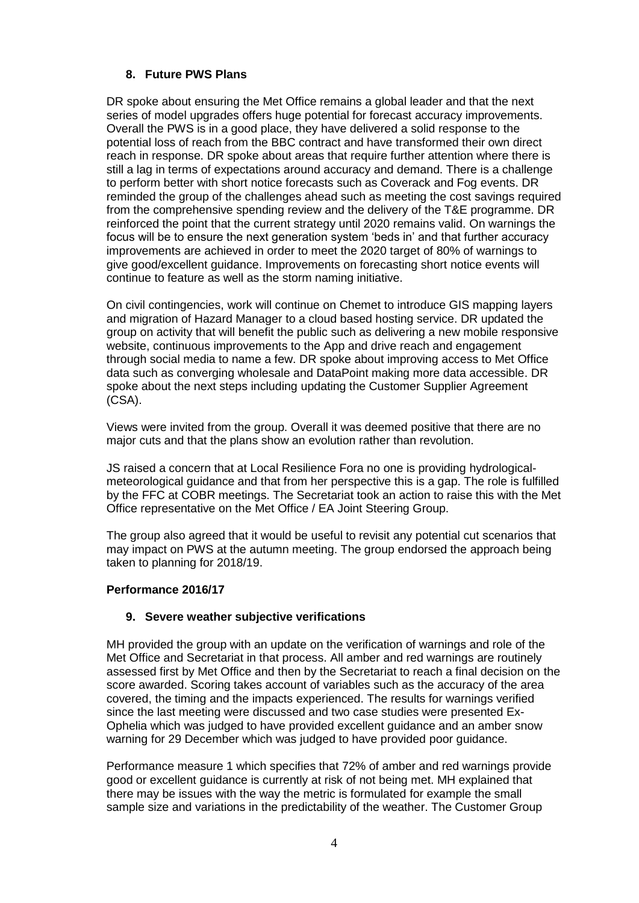## 8. Future PWS Plans

DR spoke about ensuring the Met Office remains a global leader and that the next series of model upgrades offers huge potential for forecast accuracy improvements. Overall the PWS is in a good place, they have delivered a solid response to the potential loss of reach from the BBC contract and have transformed their own direct reach in response. DR spoke about areas that require further attention where there is still a lag in terms of expectations around accuracy and demand. There is a challenge to perform better with short notice forecasts such as Coverack and Fog events. DR reminded the group of the challenges ahead such as meeting the cost savings required from the comprehensive spending review and the delivery of the T&E programme. DR reinforced the point that the current strategy until 2020 remains valid. On warnings the focus will be to ensure the next generation system 'beds in' and that further accuracy improvements are achieved in order to meet the 2020 target of 80% of warnings to give good/excellent guidance. Improvements on forecasting short notice events will continue to feature as well as the storm naming initiative.

On civil contingencies, work will continue on Chemet to introduce GIS mapping layers and migration of Hazard Manager to a cloud based hosting service. DR updated the group on activity that will benefit the public such as delivering a new mobile responsive website, continuous improvements to the App and drive reach and engagement through social media to name a few. DR spoke about improving access to Met Office data such as converging wholesale and DataPoint making more data accessible. DR spoke about the next steps including updating the Customer Supplier Agreement (CSA).

Views were invited from the group. Overall it was deemed positive that there are no major cuts and that the plans show an evolution rather than revolution.

JS raised a concern that at Local Resilience Fora no one is providing hydrological-meteorological guidance and that from her perspective this is a gap. The role is fulfilled by the FFC at COBR meetings. The Secretariat took an action to raise this with the Met Office representative on the Met Office / EA Joint Steering Group.

The group also agreed that it would be useful to revisit any potential cut scenarios that may impact on PWS at the autumn meeting. The group endorsed the approach being taken to planning for 2018/19.

### Performance 2016/17

## 9. Severe weather subjective verifications

MH provided the group with an update on the verification of warnings and role of the Met Office and Secretariat in that process. All amber and red warnings are routinely assessed first by Met Office and then by the Secretariat to reach a final decision on the score awarded. Scoring takes account of variables such as the accuracy of the area covered, the timing and the impacts experienced. The results for warnings verified since the last meeting were discussed and two case studies were presented Ex-Ophelia which was judged to have provided excellent guidance and an amber snow warning for 29 December which was judged to have provided poor guidance.

Performance measure 1 which specifies that 72% of amber and red warnings provide good or excellent guidance is currently at risk of not being met. MH explained that there may be issues with the way the metric is formulated for example the small sample size and variations in the predictability of the weather. The Customer Group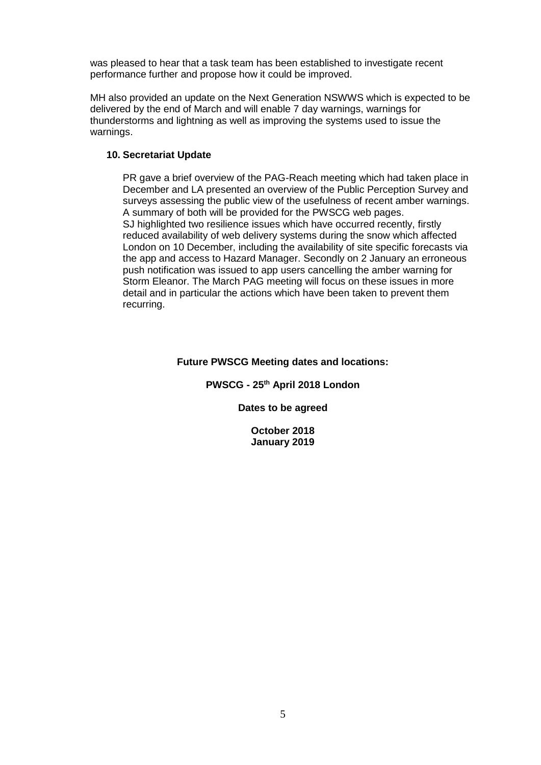was pleased to hear that a task team has been established to investigate recent performance further and propose how it could be improved.

MH also provided an update on the Next Generation NSWWS which is expected to be delivered by the end of March and will enable 7 day warnings, warnings for thunderstorms and lightning as well as improving the systems used to issue the warnings.

## 10. Secretariat Update

PR gave a brief overview of the PAG-Reach meeting which had taken place in December and LA presented an overview of the Public Perception Survey and surveys assessing the public view of the usefulness of recent amber warnings. A summary of both will be provided for the PWSCG web pages.
SJ highlighted two resilience issues which have occurred recently, firstly reduced availability of web delivery systems during the snow which affected London on 10 December, including the availability of site specific forecasts via the app and access to Hazard Manager. Secondly on 2 January an erroneous push notification was issued to app users cancelling the amber warning for Storm Eleanor. The March PAG meeting will focus on these issues in more detail and in particular the actions which have been taken to prevent them recurring.

**Future PWSCG Meeting dates and locations:**

**PWSCG - 25th April 2018 London**

**Dates to be agreed**

**October 2018**
**January 2019**